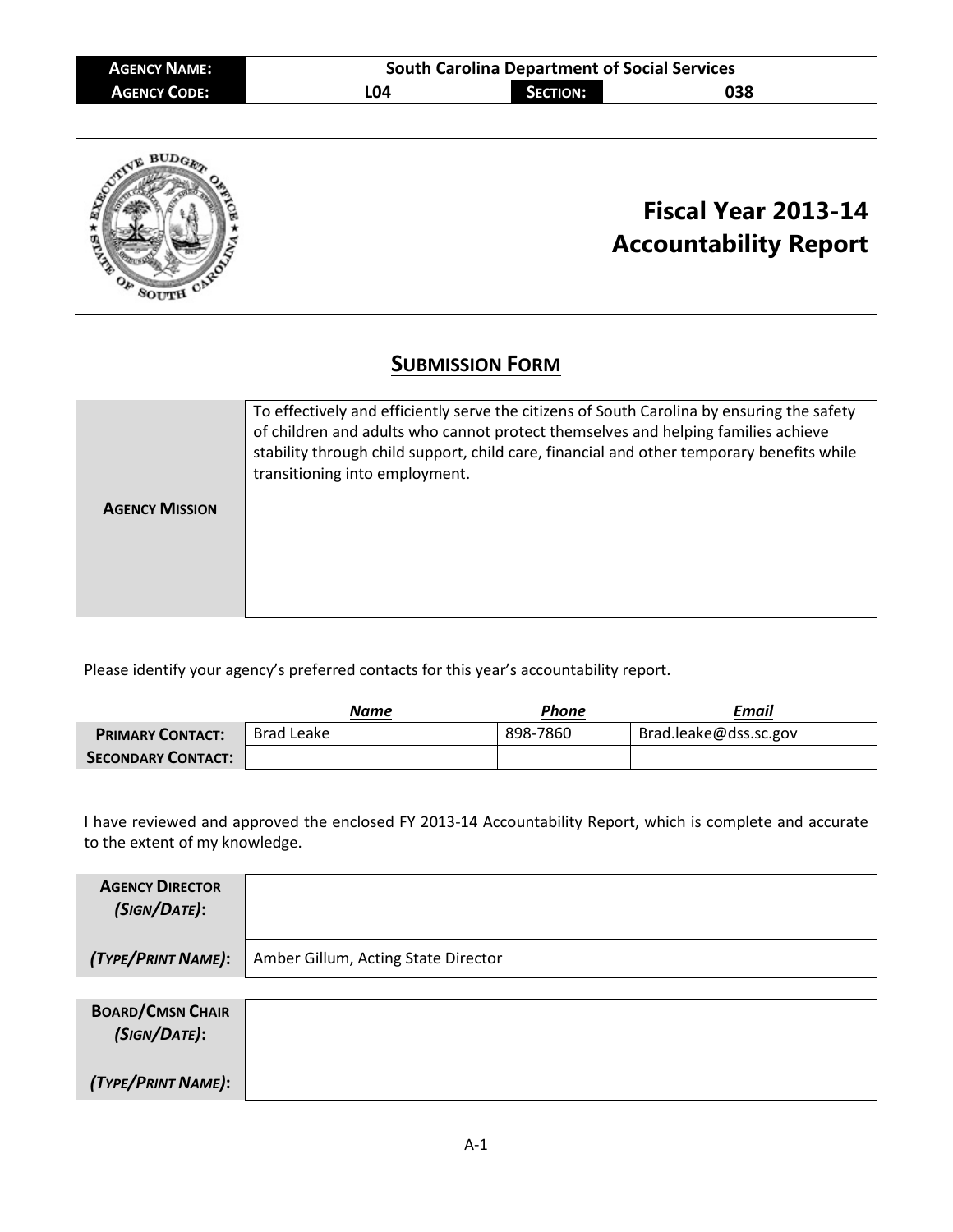| AGENCY NAME: | South Carolina Department of Social Services | | |
|---|---|---|---|
| AGENCY CODE: | L04 | SECTION: | 038 |

# Fiscal Year 2013-14 Accountability Report

## SUBMISSION FORM

| | |
|---|---|
| AGENCY MISSION | To effectively and efficiently serve the citizens of South Carolina by ensuring the safety of children and adults who cannot protect themselves and helping families achieve stability through child support, child care, financial and other temporary benefits while transitioning into employment. |

Please identify your agency's preferred contacts for this year's accountability report.

| | *Name* | *Phone* | *Email* |
|---|---|---|---|
| PRIMARY CONTACT: | Brad Leake | 898-7860 | Brad.leake@dss.sc.gov |
| SECONDARY CONTACT: | | | |

I have reviewed and approved the enclosed FY 2013-14 Accountability Report, which is complete and accurate to the extent of my knowledge.

| | |
|---|---|
| AGENCY DIRECTOR (SIGN/DATE): | |
| (TYPE/PRINT NAME): | Amber Gillum, Acting State Director |

| | |
|---|---|
| BOARD/CMSN CHAIR (SIGN/DATE): | |
| (TYPE/PRINT NAME): | |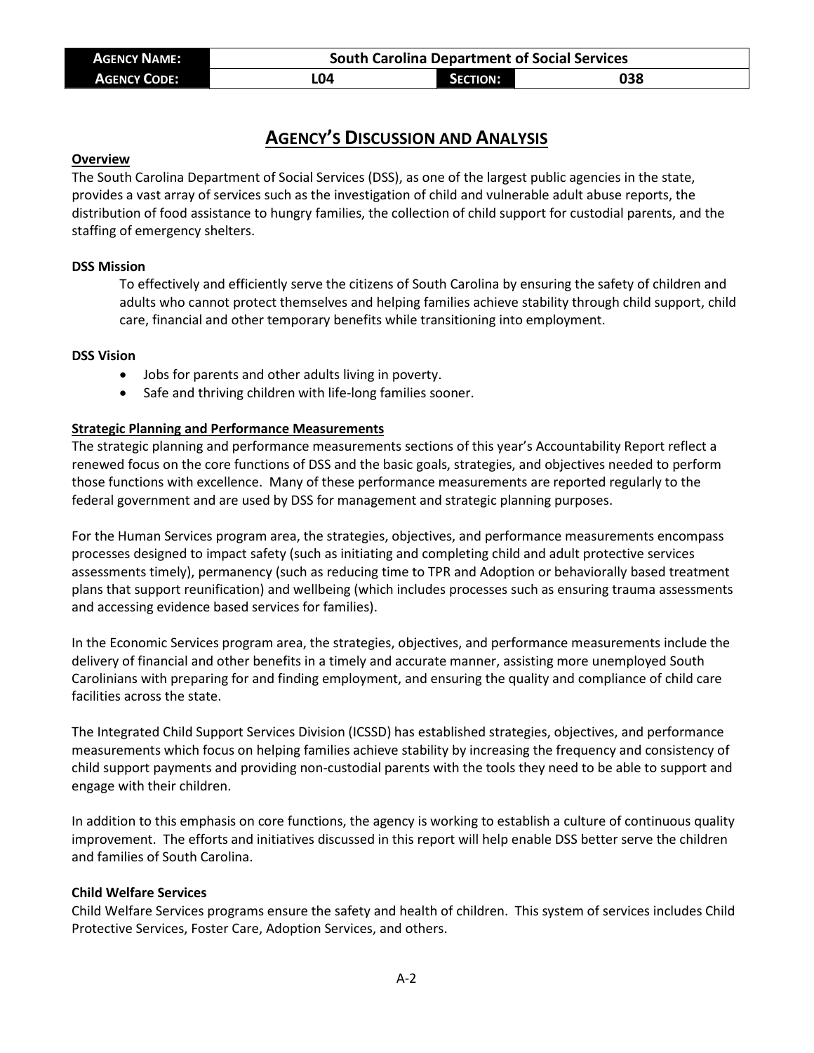| AGENCY NAME: | South Carolina Department of Social Services | | |
|---|---|---|---|
| AGENCY CODE: | L04 | SECTION: | 038 |

# AGENCY'S DISCUSSION AND ANALYSIS

## Overview

The South Carolina Department of Social Services (DSS), as one of the largest public agencies in the state, provides a vast array of services such as the investigation of child and vulnerable adult abuse reports, the distribution of food assistance to hungry families, the collection of child support for custodial parents, and the staffing of emergency shelters.

### DSS Mission

To effectively and efficiently serve the citizens of South Carolina by ensuring the safety of children and adults who cannot protect themselves and helping families achieve stability through child support, child care, financial and other temporary benefits while transitioning into employment.

### DSS Vision

- Jobs for parents and other adults living in poverty.
- Safe and thriving children with life-long families sooner.

## Strategic Planning and Performance Measurements

The strategic planning and performance measurements sections of this year's Accountability Report reflect a renewed focus on the core functions of DSS and the basic goals, strategies, and objectives needed to perform those functions with excellence. Many of these performance measurements are reported regularly to the federal government and are used by DSS for management and strategic planning purposes.

For the Human Services program area, the strategies, objectives, and performance measurements encompass processes designed to impact safety (such as initiating and completing child and adult protective services assessments timely), permanency (such as reducing time to TPR and Adoption or behaviorally based treatment plans that support reunification) and wellbeing (which includes processes such as ensuring trauma assessments and accessing evidence based services for families).

In the Economic Services program area, the strategies, objectives, and performance measurements include the delivery of financial and other benefits in a timely and accurate manner, assisting more unemployed South Carolinians with preparing for and finding employment, and ensuring the quality and compliance of child care facilities across the state.

The Integrated Child Support Services Division (ICSSD) has established strategies, objectives, and performance measurements which focus on helping families achieve stability by increasing the frequency and consistency of child support payments and providing non-custodial parents with the tools they need to be able to support and engage with their children.

In addition to this emphasis on core functions, the agency is working to establish a culture of continuous quality improvement. The efforts and initiatives discussed in this report will help enable DSS better serve the children and families of South Carolina.

### Child Welfare Services

Child Welfare Services programs ensure the safety and health of children. This system of services includes Child Protective Services, Foster Care, Adoption Services, and others.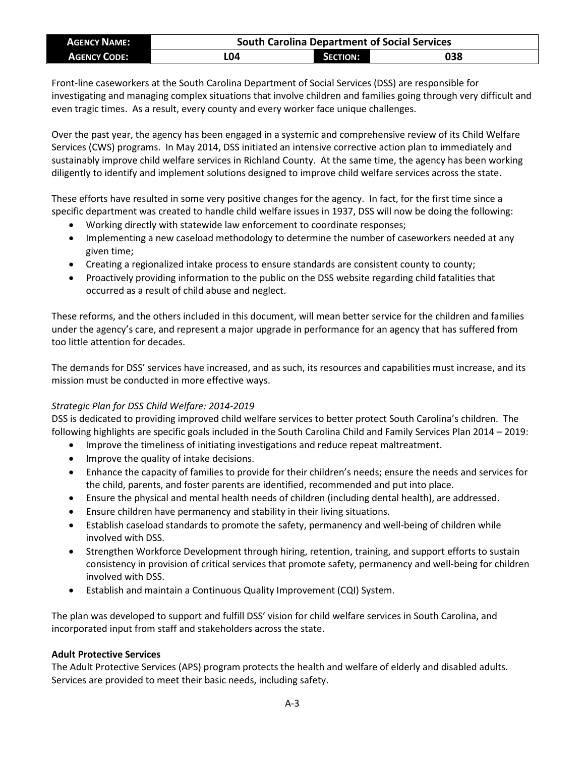Front-line caseworkers at the South Carolina Department of Social Services (DSS) are responsible for investigating and managing complex situations that involve children and families going through very difficult and even tragic times. As a result, every county and every worker face unique challenges.

Over the past year, the agency has been engaged in a systemic and comprehensive review of its Child Welfare Services (CWS) programs. In May 2014, DSS initiated an intensive corrective action plan to immediately and sustainably improve child welfare services in Richland County. At the same time, the agency has been working diligently to identify and implement solutions designed to improve child welfare services across the state.

These efforts have resulted in some very positive changes for the agency. In fact, for the first time since a specific department was created to handle child welfare issues in 1937, DSS will now be doing the following:

- Working directly with statewide law enforcement to coordinate responses;
- Implementing a new caseload methodology to determine the number of caseworkers needed at any given time;
- Creating a regionalized intake process to ensure standards are consistent county to county;
- Proactively providing information to the public on the DSS website regarding child fatalities that occurred as a result of child abuse and neglect.

These reforms, and the others included in this document, will mean better service for the children and families under the agency's care, and represent a major upgrade in performance for an agency that has suffered from too little attention for decades.

The demands for DSS' services have increased, and as such, its resources and capabilities must increase, and its mission must be conducted in more effective ways.

*Strategic Plan for DSS Child Welfare: 2014-2019*

DSS is dedicated to providing improved child welfare services to better protect South Carolina's children. The following highlights are specific goals included in the South Carolina Child and Family Services Plan 2014 – 2019:

- Improve the timeliness of initiating investigations and reduce repeat maltreatment.
- Improve the quality of intake decisions.
- Enhance the capacity of families to provide for their children's needs; ensure the needs and services for the child, parents, and foster parents are identified, recommended and put into place.
- Ensure the physical and mental health needs of children (including dental health), are addressed.
- Ensure children have permanency and stability in their living situations.
- Establish caseload standards to promote the safety, permanency and well-being of children while involved with DSS.
- Strengthen Workforce Development through hiring, retention, training, and support efforts to sustain consistency in provision of critical services that promote safety, permanency and well-being for children involved with DSS.
- Establish and maintain a Continuous Quality Improvement (CQI) System.

The plan was developed to support and fulfill DSS' vision for child welfare services in South Carolina, and incorporated input from staff and stakeholders across the state.

**Adult Protective Services**

The Adult Protective Services (APS) program protects the health and welfare of elderly and disabled adults. Services are provided to meet their basic needs, including safety.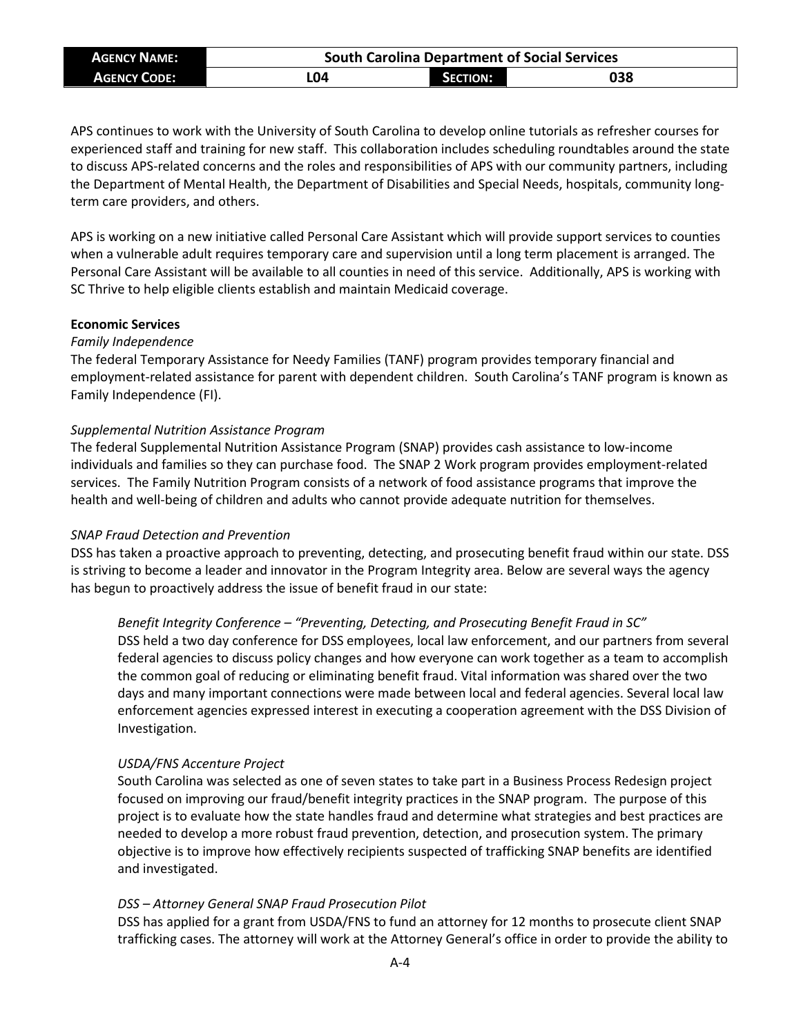APS continues to work with the University of South Carolina to develop online tutorials as refresher courses for experienced staff and training for new staff. This collaboration includes scheduling roundtables around the state to discuss APS-related concerns and the roles and responsibilities of APS with our community partners, including the Department of Mental Health, the Department of Disabilities and Special Needs, hospitals, community long-term care providers, and others.

APS is working on a new initiative called Personal Care Assistant which will provide support services to counties when a vulnerable adult requires temporary care and supervision until a long term placement is arranged. The Personal Care Assistant will be available to all counties in need of this service. Additionally, APS is working with SC Thrive to help eligible clients establish and maintain Medicaid coverage.

**Economic Services**

*Family Independence*

The federal Temporary Assistance for Needy Families (TANF) program provides temporary financial and employment-related assistance for parent with dependent children. South Carolina's TANF program is known as Family Independence (FI).

*Supplemental Nutrition Assistance Program*

The federal Supplemental Nutrition Assistance Program (SNAP) provides cash assistance to low-income individuals and families so they can purchase food. The SNAP 2 Work program provides employment-related services. The Family Nutrition Program consists of a network of food assistance programs that improve the health and well-being of children and adults who cannot provide adequate nutrition for themselves.

*SNAP Fraud Detection and Prevention*

DSS has taken a proactive approach to preventing, detecting, and prosecuting benefit fraud within our state. DSS is striving to become a leader and innovator in the Program Integrity area. Below are several ways the agency has begun to proactively address the issue of benefit fraud in our state:

*Benefit Integrity Conference – "Preventing, Detecting, and Prosecuting Benefit Fraud in SC"*

DSS held a two day conference for DSS employees, local law enforcement, and our partners from several federal agencies to discuss policy changes and how everyone can work together as a team to accomplish the common goal of reducing or eliminating benefit fraud. Vital information was shared over the two days and many important connections were made between local and federal agencies. Several local law enforcement agencies expressed interest in executing a cooperation agreement with the DSS Division of Investigation.

*USDA/FNS Accenture Project*

South Carolina was selected as one of seven states to take part in a Business Process Redesign project focused on improving our fraud/benefit integrity practices in the SNAP program. The purpose of this project is to evaluate how the state handles fraud and determine what strategies and best practices are needed to develop a more robust fraud prevention, detection, and prosecution system. The primary objective is to improve how effectively recipients suspected of trafficking SNAP benefits are identified and investigated.

*DSS – Attorney General SNAP Fraud Prosecution Pilot*

DSS has applied for a grant from USDA/FNS to fund an attorney for 12 months to prosecute client SNAP trafficking cases. The attorney will work at the Attorney General's office in order to provide the ability to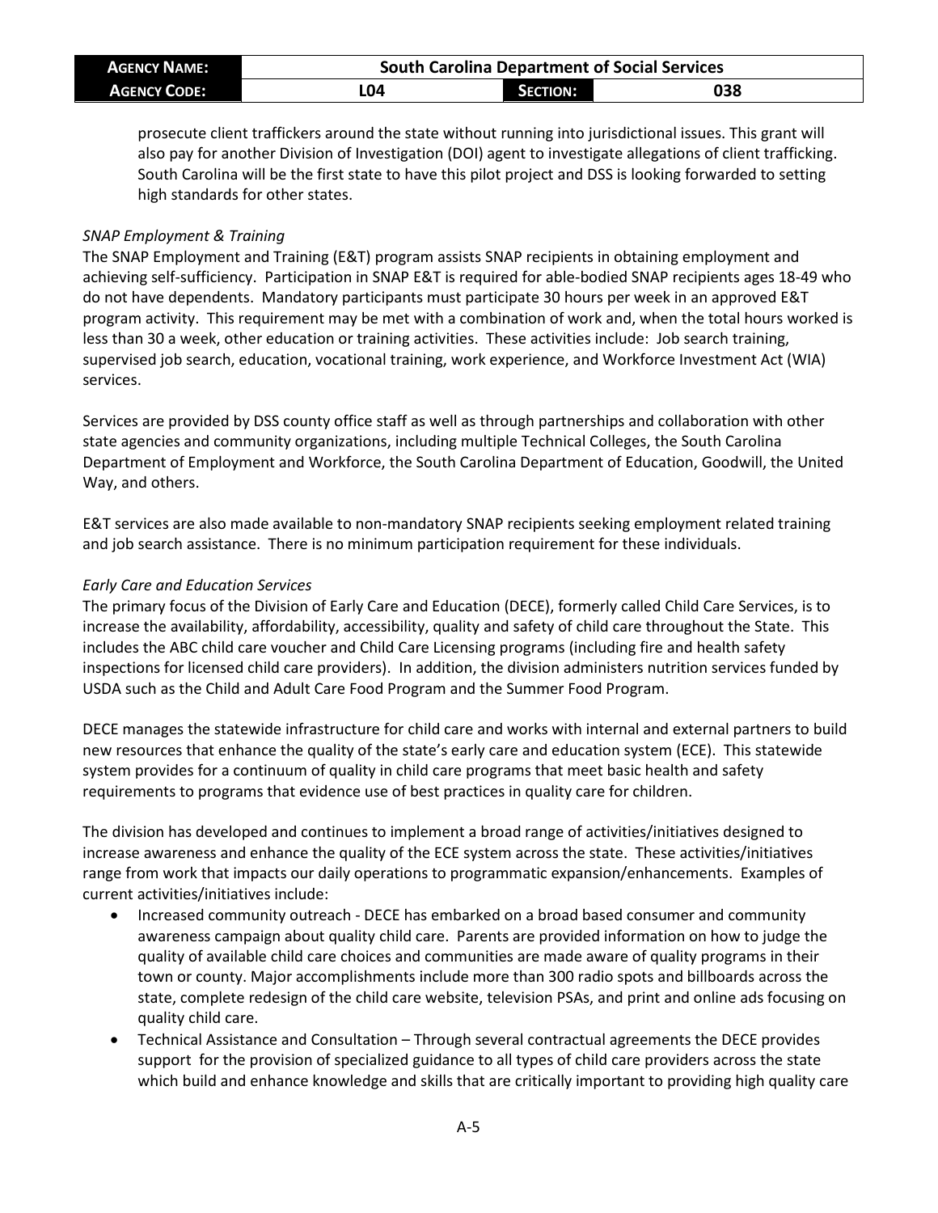prosecute client traffickers around the state without running into jurisdictional issues. This grant will also pay for another Division of Investigation (DOI) agent to investigate allegations of client trafficking. South Carolina will be the first state to have this pilot project and DSS is looking forwarded to setting high standards for other states.

*SNAP Employment & Training*

The SNAP Employment and Training (E&T) program assists SNAP recipients in obtaining employment and achieving self-sufficiency. Participation in SNAP E&T is required for able-bodied SNAP recipients ages 18-49 who do not have dependents. Mandatory participants must participate 30 hours per week in an approved E&T program activity. This requirement may be met with a combination of work and, when the total hours worked is less than 30 a week, other education or training activities. These activities include: Job search training, supervised job search, education, vocational training, work experience, and Workforce Investment Act (WIA) services.

Services are provided by DSS county office staff as well as through partnerships and collaboration with other state agencies and community organizations, including multiple Technical Colleges, the South Carolina Department of Employment and Workforce, the South Carolina Department of Education, Goodwill, the United Way, and others.

E&T services are also made available to non-mandatory SNAP recipients seeking employment related training and job search assistance. There is no minimum participation requirement for these individuals.

*Early Care and Education Services*

The primary focus of the Division of Early Care and Education (DECE), formerly called Child Care Services, is to increase the availability, affordability, accessibility, quality and safety of child care throughout the State. This includes the ABC child care voucher and Child Care Licensing programs (including fire and health safety inspections for licensed child care providers). In addition, the division administers nutrition services funded by USDA such as the Child and Adult Care Food Program and the Summer Food Program.

DECE manages the statewide infrastructure for child care and works with internal and external partners to build new resources that enhance the quality of the state's early care and education system (ECE). This statewide system provides for a continuum of quality in child care programs that meet basic health and safety requirements to programs that evidence use of best practices in quality care for children.

The division has developed and continues to implement a broad range of activities/initiatives designed to increase awareness and enhance the quality of the ECE system across the state. These activities/initiatives range from work that impacts our daily operations to programmatic expansion/enhancements. Examples of current activities/initiatives include:

- Increased community outreach - DECE has embarked on a broad based consumer and community awareness campaign about quality child care. Parents are provided information on how to judge the quality of available child care choices and communities are made aware of quality programs in their town or county. Major accomplishments include more than 300 radio spots and billboards across the state, complete redesign of the child care website, television PSAs, and print and online ads focusing on quality child care.
- Technical Assistance and Consultation – Through several contractual agreements the DECE provides support for the provision of specialized guidance to all types of child care providers across the state which build and enhance knowledge and skills that are critically important to providing high quality care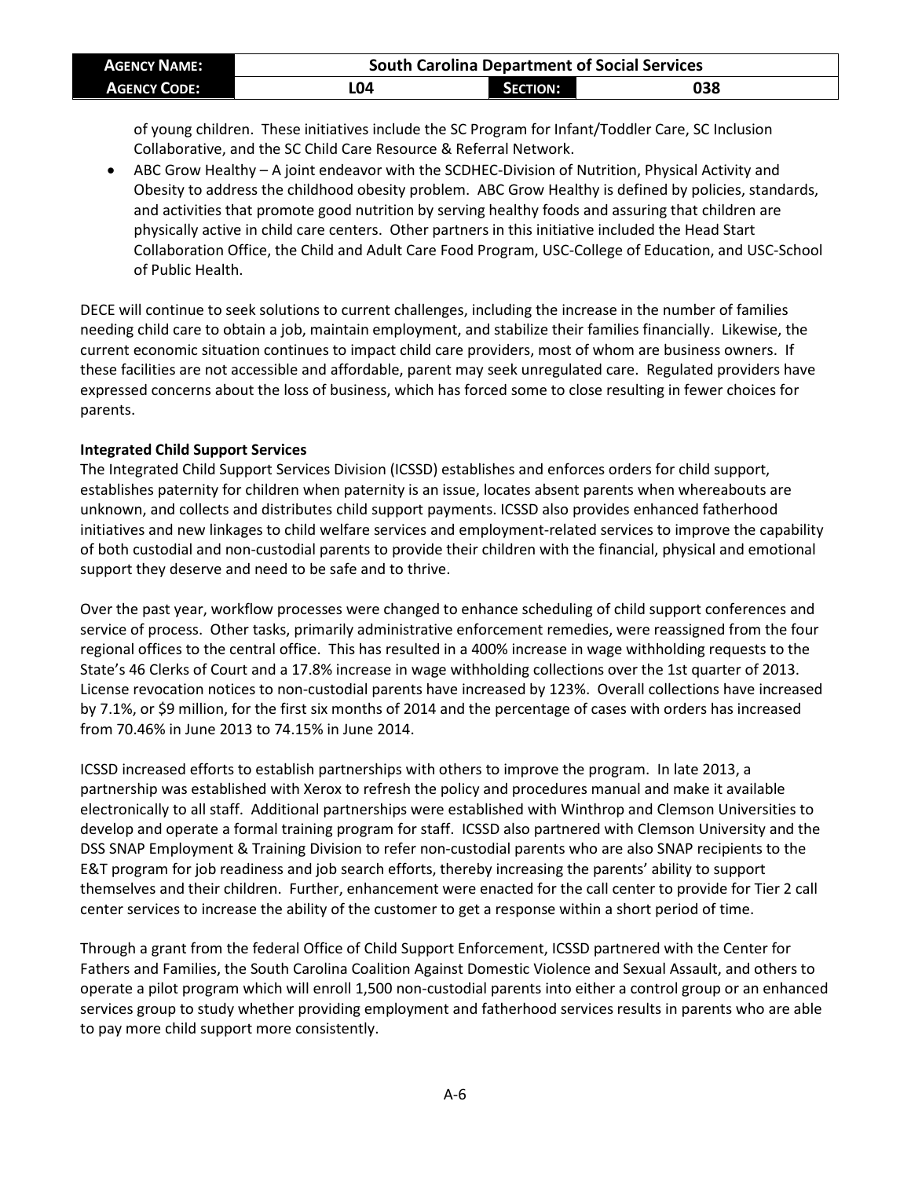of young children. These initiatives include the SC Program for Infant/Toddler Care, SC Inclusion Collaborative, and the SC Child Care Resource & Referral Network.

- ABC Grow Healthy – A joint endeavor with the SCDHEC-Division of Nutrition, Physical Activity and Obesity to address the childhood obesity problem. ABC Grow Healthy is defined by policies, standards, and activities that promote good nutrition by serving healthy foods and assuring that children are physically active in child care centers. Other partners in this initiative included the Head Start Collaboration Office, the Child and Adult Care Food Program, USC-College of Education, and USC-School of Public Health.

DECE will continue to seek solutions to current challenges, including the increase in the number of families needing child care to obtain a job, maintain employment, and stabilize their families financially. Likewise, the current economic situation continues to impact child care providers, most of whom are business owners. If these facilities are not accessible and affordable, parent may seek unregulated care. Regulated providers have expressed concerns about the loss of business, which has forced some to close resulting in fewer choices for parents.

**Integrated Child Support Services**

The Integrated Child Support Services Division (ICSSD) establishes and enforces orders for child support, establishes paternity for children when paternity is an issue, locates absent parents when whereabouts are unknown, and collects and distributes child support payments. ICSSD also provides enhanced fatherhood initiatives and new linkages to child welfare services and employment-related services to improve the capability of both custodial and non-custodial parents to provide their children with the financial, physical and emotional support they deserve and need to be safe and to thrive.

Over the past year, workflow processes were changed to enhance scheduling of child support conferences and service of process. Other tasks, primarily administrative enforcement remedies, were reassigned from the four regional offices to the central office. This has resulted in a 400% increase in wage withholding requests to the State's 46 Clerks of Court and a 17.8% increase in wage withholding collections over the 1st quarter of 2013. License revocation notices to non-custodial parents have increased by 123%. Overall collections have increased by 7.1%, or $9 million, for the first six months of 2014 and the percentage of cases with orders has increased from 70.46% in June 2013 to 74.15% in June 2014.

ICSSD increased efforts to establish partnerships with others to improve the program. In late 2013, a partnership was established with Xerox to refresh the policy and procedures manual and make it available electronically to all staff. Additional partnerships were established with Winthrop and Clemson Universities to develop and operate a formal training program for staff. ICSSD also partnered with Clemson University and the DSS SNAP Employment & Training Division to refer non-custodial parents who are also SNAP recipients to the E&T program for job readiness and job search efforts, thereby increasing the parents' ability to support themselves and their children. Further, enhancement were enacted for the call center to provide for Tier 2 call center services to increase the ability of the customer to get a response within a short period of time.

Through a grant from the federal Office of Child Support Enforcement, ICSSD partnered with the Center for Fathers and Families, the South Carolina Coalition Against Domestic Violence and Sexual Assault, and others to operate a pilot program which will enroll 1,500 non-custodial parents into either a control group or an enhanced services group to study whether providing employment and fatherhood services results in parents who are able to pay more child support more consistently.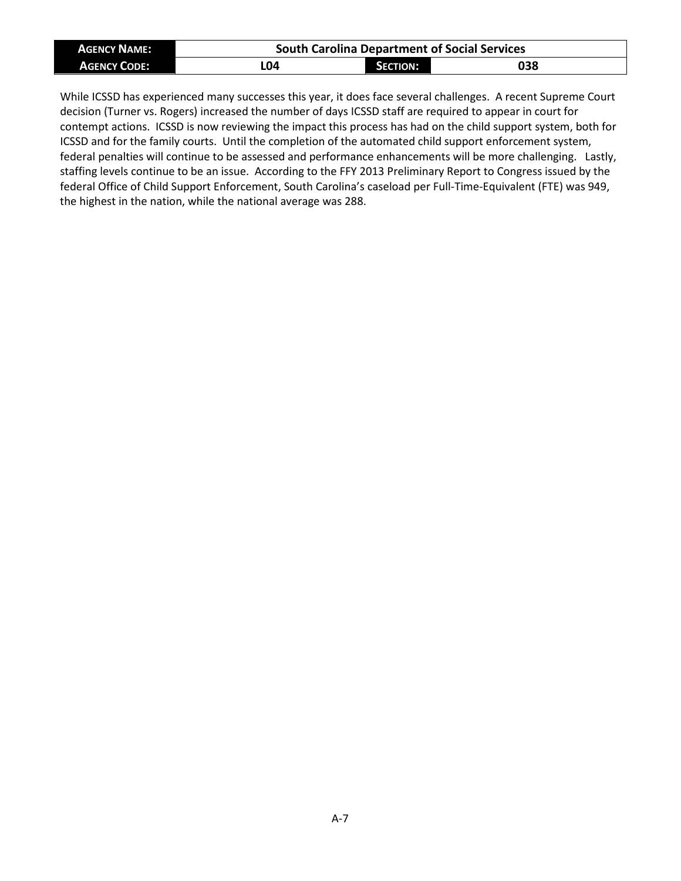While ICSSD has experienced many successes this year, it does face several challenges. A recent Supreme Court decision (Turner vs. Rogers) increased the number of days ICSSD staff are required to appear in court for contempt actions. ICSSD is now reviewing the impact this process has had on the child support system, both for ICSSD and for the family courts. Until the completion of the automated child support enforcement system, federal penalties will continue to be assessed and performance enhancements will be more challenging. Lastly, staffing levels continue to be an issue. According to the FFY 2013 Preliminary Report to Congress issued by the federal Office of Child Support Enforcement, South Carolina's caseload per Full-Time-Equivalent (FTE) was 949, the highest in the nation, while the national average was 288.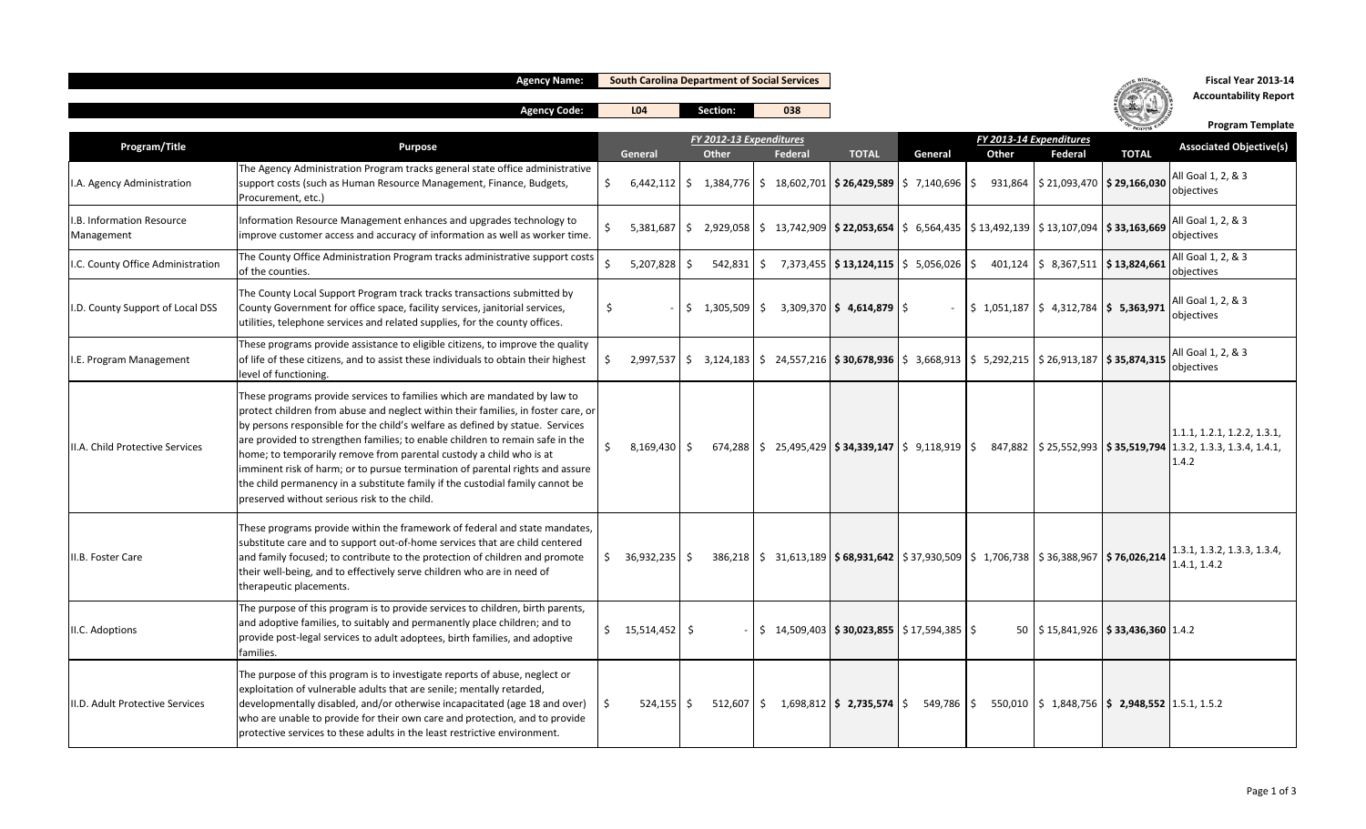| Agency Name: | South Carolina Department of Social Services | | |
|---|---|---|---|
| Agency Code: | L04 | Section: | 038 |

**Fiscal Year 2013-14**
**Accountability Report**
**Program Template**

| Program/Title | Purpose | FY 2012-13 Expenditures | | | | FY 2013-14 Expenditures | | | | Associated Objective(s) |
|---|---|---|---|---|---|---|---|---|---|---|
| | | General | Other | Federal | TOTAL | General | Other | Federal | TOTAL | |
| I.A. Agency Administration | The Agency Administration Program tracks general state office administrative support costs (such as Human Resource Management, Finance, Budgets, Procurement, etc.) | $ 6,442,112 | $ 1,384,776 | $ 18,602,701 | **$ 26,429,589** | $ 7,140,696 | $ 931,864 | $ 21,093,470 | **$ 29,166,030** | All Goal 1, 2, & 3 objectives |
| I.B. Information Resource Management | Information Resource Management enhances and upgrades technology to improve customer access and accuracy of information as well as worker time. | $ 5,381,687 | $ 2,929,058 | $ 13,742,909 | **$ 22,053,654** | $ 6,564,435 | $ 13,492,139 | $ 13,107,094 | **$ 33,163,669** | All Goal 1, 2, & 3 objectives |
| I.C. County Office Administration | The County Office Administration Program tracks administrative support costs of the counties. | $ 5,207,828 | $ 542,831 | $ 7,373,455 | **$ 13,124,115** | $ 5,056,026 | $ 401,124 | $ 8,367,511 | **$ 13,824,661** | All Goal 1, 2, & 3 objectives |
| I.D. County Support of Local DSS | The County Local Support Program track tracks transactions submitted by County Government for office space, facility services, janitorial services, utilities, telephone services and related supplies, for the county offices. | $ - | $ 1,305,509 | $ 3,309,370 | **$ 4,614,879** | $ - | $ 1,051,187 | $ 4,312,784 | **$ 5,363,971** | All Goal 1, 2, & 3 objectives |
| I.E. Program Management | These programs provide assistance to eligible citizens, to improve the quality of life of these citizens, and to assist these individuals to obtain their highest level of functioning. | $ 2,997,537 | $ 3,124,183 | $ 24,557,216 | **$ 30,678,936** | $ 3,668,913 | $ 5,292,215 | $ 26,913,187 | **$ 35,874,315** | All Goal 1, 2, & 3 objectives |
| II.A. Child Protective Services | These programs provide services to families which are mandated by law to protect children from abuse and neglect within their families, in foster care, or by persons responsible for the child's welfare as defined by statue. Services are provided to strengthen families; to enable children to remain safe in the home; to temporarily remove from parental custody a child who is at imminent risk of harm; or to pursue termination of parental rights and assure the child permanency in a substitute family if the custodial family cannot be preserved without serious risk to the child. | $ 8,169,430 | $ 674,288 | $ 25,495,429 | **$ 34,339,147** | $ 9,118,919 | $ 847,882 | $ 25,552,993 | **$ 35,519,794** | 1.1.1, 1.2.1, 1.2.2, 1.3.1, 1.3.2, 1.3.3, 1.3.4, 1.4.1, 1.4.2 |
| II.B. Foster Care | These programs provide within the framework of federal and state mandates, substitute care and to support out-of-home services that are child centered and family focused; to contribute to the protection of children and promote their well-being, and to effectively serve children who are in need of therapeutic placements. | $ 36,932,235 | $ 386,218 | $ 31,613,189 | **$ 68,931,642** | $ 37,930,509 | $ 1,706,738 | $ 36,388,967 | **$ 76,026,214** | 1.3.1, 1.3.2, 1.3.3, 1.3.4, 1.4.1, 1.4.2 |
| II.C. Adoptions | The purpose of this program is to provide services to children, birth parents, and adoptive families, to suitably and permanently place children; and to provide post-legal services to adult adoptees, birth families, and adoptive families. | $ 15,514,452 | $ - | $ 14,509,403 | **$ 30,023,855** | $ 17,594,385 | $ 50 | $ 15,841,926 | **$ 33,436,360** | 1.4.2 |
| II.D. Adult Protective Services | The purpose of this program is to investigate reports of abuse, neglect or exploitation of vulnerable adults that are senile; mentally retarded, developmentally disabled, and/or otherwise incapacitated (age 18 and over) who are unable to provide for their own care and protection, and to provide protective services to these adults in the least restrictive environment. | $ 524,155 | $ 512,607 | $ 1,698,812 | **$ 2,735,574** | $ 549,786 | $ 550,010 | $ 1,848,756 | **$ 2,948,552** | 1.5.1, 1.5.2 |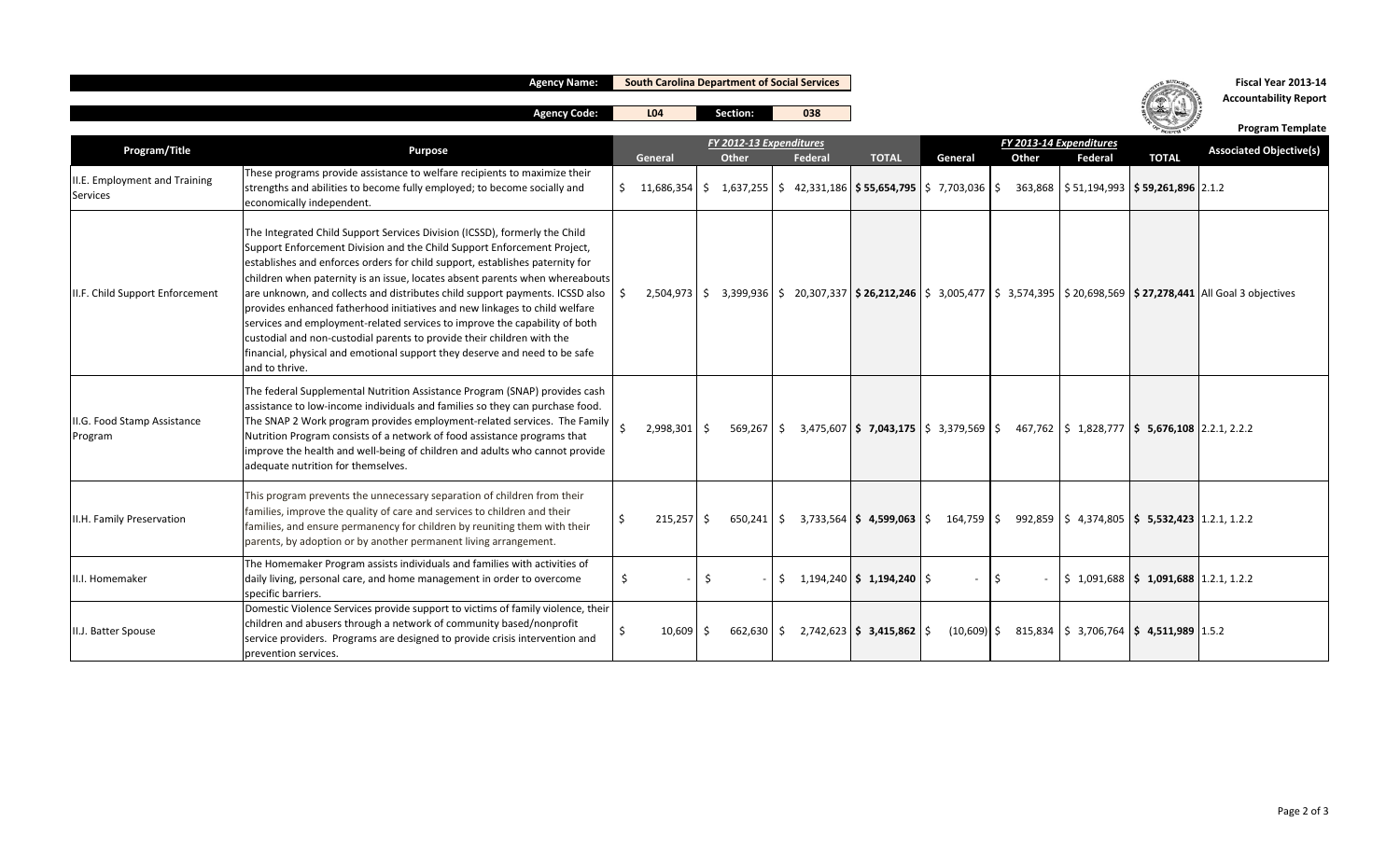**Agency Name:** South Carolina Department of Social Services

**Agency Code:** L04 **Section:** 038

**Fiscal Year 2013-14**
**Accountability Report**

**Program Template**

| Program/Title | Purpose | FY 2012-13 Expenditures | | | | FY 2013-14 Expenditures | | | | Associated Objective(s) |
|---|---|---|---|---|---|---|---|---|---|---|
| | | General | Other | Federal | TOTAL | General | Other | Federal | TOTAL | |
| II.E. Employment and Training Services | These programs provide assistance to welfare recipients to maximize their strengths and abilities to become fully employed; to become socially and economically independent. | $ 11,686,354 | $ 1,637,255 | $ 42,331,186 | **$ 55,654,795** | $ 7,703,036 | $ 363,868 | $ 51,194,993 | **$ 59,261,896** | 2.1.2 |
| II.F. Child Support Enforcement | The Integrated Child Support Services Division (ICSSD), formerly the Child Support Enforcement Division and the Child Support Enforcement Project, establishes and enforces orders for child support, establishes paternity for children when paternity is an issue, locates absent parents when whereabouts are unknown, and collects and distributes child support payments. ICSSD also provides enhanced fatherhood initiatives and new linkages to child welfare services and employment-related services to improve the capability of both custodial and non-custodial parents to provide their children with the financial, physical and emotional support they deserve and need to be safe and to thrive. | $ 2,504,973 | $ 3,399,936 | $ 20,307,337 | **$ 26,212,246** | $ 3,005,477 | $ 3,574,395 | $ 20,698,569 | **$ 27,278,441** | All Goal 3 objectives |
| II.G. Food Stamp Assistance Program | The federal Supplemental Nutrition Assistance Program (SNAP) provides cash assistance to low-income individuals and families so they can purchase food. The SNAP 2 Work program provides employment-related services. The Family Nutrition Program consists of a network of food assistance programs that improve the health and well-being of children and adults who cannot provide adequate nutrition for themselves. | $ 2,998,301 | $ 569,267 | $ 3,475,607 | **$ 7,043,175** | $ 3,379,569 | $ 467,762 | $ 1,828,777 | **$ 5,676,108** | 2.2.1, 2.2.2 |
| II.H. Family Preservation | This program prevents the unnecessary separation of children from their families, improve the quality of care and services to children and their families, and ensure permanency for children by reuniting them with their parents, by adoption or by another permanent living arrangement. | $ 215,257 | $ 650,241 | $ 3,733,564 | **$ 4,599,063** | $ 164,759 | $ 992,859 | $ 4,374,805 | **$ 5,532,423** | 1.2.1, 1.2.2 |
| II.I. Homemaker | The Homemaker Program assists individuals and families with activities of daily living, personal care, and home management in order to overcome specific barriers. | $ - | $ - | $ 1,194,240 | **$ 1,194,240** | $ - | $ - | $ 1,091,688 | **$ 1,091,688** | 1.2.1, 1.2.2 |
| II.J. Batter Spouse | Domestic Violence Services provide support to victims of family violence, their children and abusers through a network of community based/nonprofit service providers. Programs are designed to provide crisis intervention and prevention services. | $ 10,609 | $ 662,630 | $ 2,742,623 | **$ 3,415,862** | $ (10,609) | $ 815,834 | $ 3,706,764 | **$ 4,511,989** | 1.5.2 |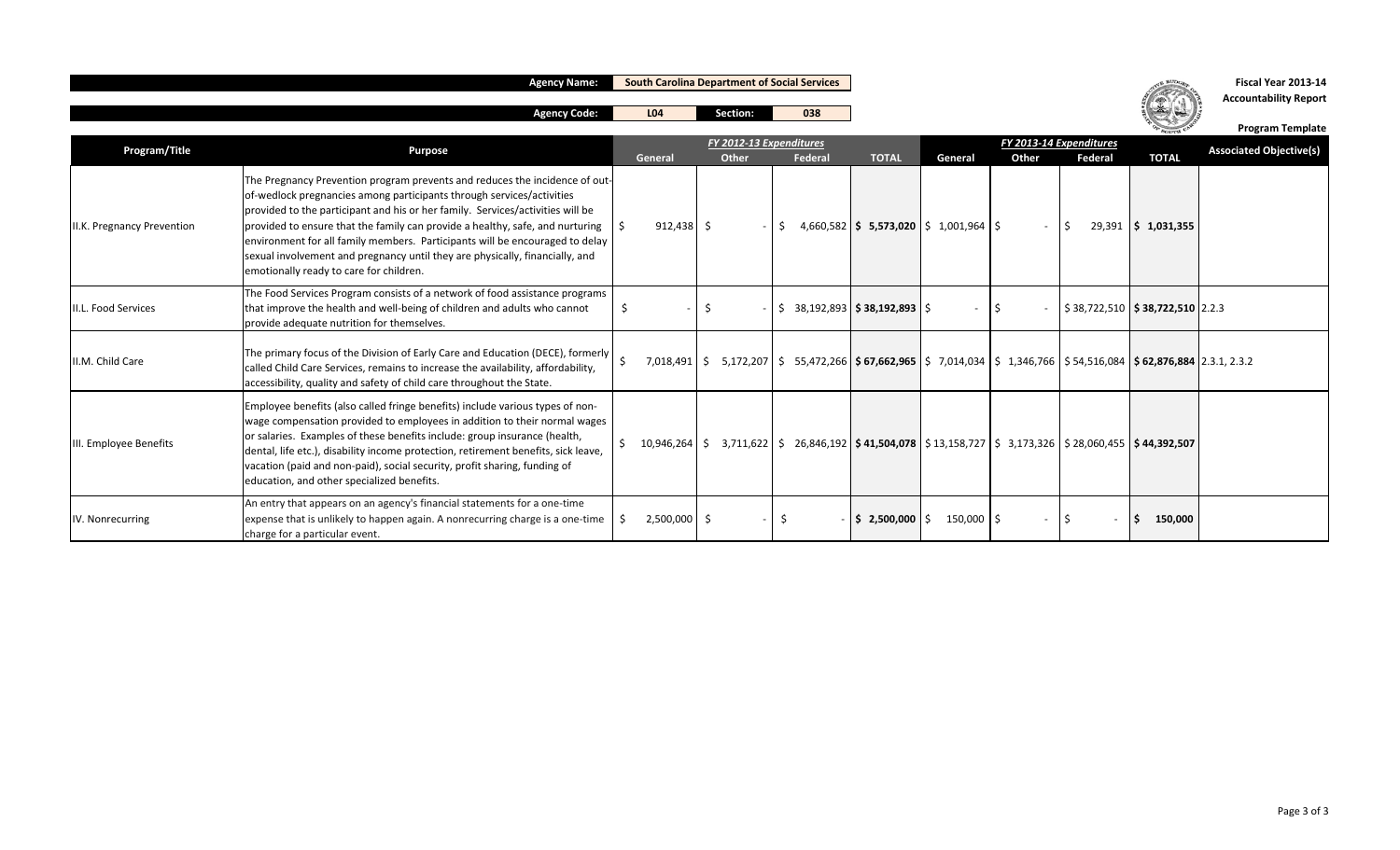| | |
|---|---|
| **Agency Name:** | **South Carolina Department of Social Services** |
| **Agency Code:** | **L04** |
| **Section:** | **038** |

**Fiscal Year 2013-14**
**Accountability Report**

**Program Template**

| Program/Title | Purpose | FY 2012-13 Expenditures | | | | FY 2013-14 Expenditures | | | | Associated Objective(s) |
|---|---|---|---|---|---|---|---|---|---|---|
| | | General | Other | Federal | TOTAL | General | Other | Federal | TOTAL | |
| II.K. Pregnancy Prevention | The Pregnancy Prevention program prevents and reduces the incidence of out-of-wedlock pregnancies among participants through services/activities provided to the participant and his or her family. Services/activities will be provided to ensure that the family can provide a healthy, safe, and nurturing environment for all family members. Participants will be encouraged to delay sexual involvement and pregnancy until they are physically, financially, and emotionally ready to care for children. | $ 912,438 | $ - | $ 4,660,582 | **$ 5,573,020** | $ 1,001,964 | $ - | $ 29,391 | **$ 1,031,355** | |
| II.L. Food Services | The Food Services Program consists of a network of food assistance programs that improve the health and well-being of children and adults who cannot provide adequate nutrition for themselves. | $ - | $ - | $ 38,192,893 | **$ 38,192,893** | $ - | $ - | $ 38,722,510 | **$ 38,722,510** | 2.2.3 |
| II.M. Child Care | The primary focus of the Division of Early Care and Education (DECE), formerly called Child Care Services, remains to increase the availability, affordability, accessibility, quality and safety of child care throughout the State. | $ 7,018,491 | $ 5,172,207 | $ 55,472,266 | **$ 67,662,965** | $ 7,014,034 | $ 1,346,766 | $ 54,516,084 | **$ 62,876,884** | 2.3.1, 2.3.2 |
| III. Employee Benefits | Employee benefits (also called fringe benefits) include various types of non-wage compensation provided to employees in addition to their normal wages or salaries. Examples of these benefits include: group insurance (health, dental, life etc.), disability income protection, retirement benefits, sick leave, vacation (paid and non-paid), social security, profit sharing, funding of education, and other specialized benefits. | $ 10,946,264 | $ 3,711,622 | $ 26,846,192 | **$ 41,504,078** | $ 13,158,727 | $ 3,173,326 | $ 28,060,455 | **$ 44,392,507** | |
| IV. Nonrecurring | An entry that appears on an agency's financial statements for a one-time expense that is unlikely to happen again. A nonrecurring charge is a one-time charge for a particular event. | $ 2,500,000 | $ - | $ - | **$ 2,500,000** | $ 150,000 | $ - | $ - | **$ 150,000** | |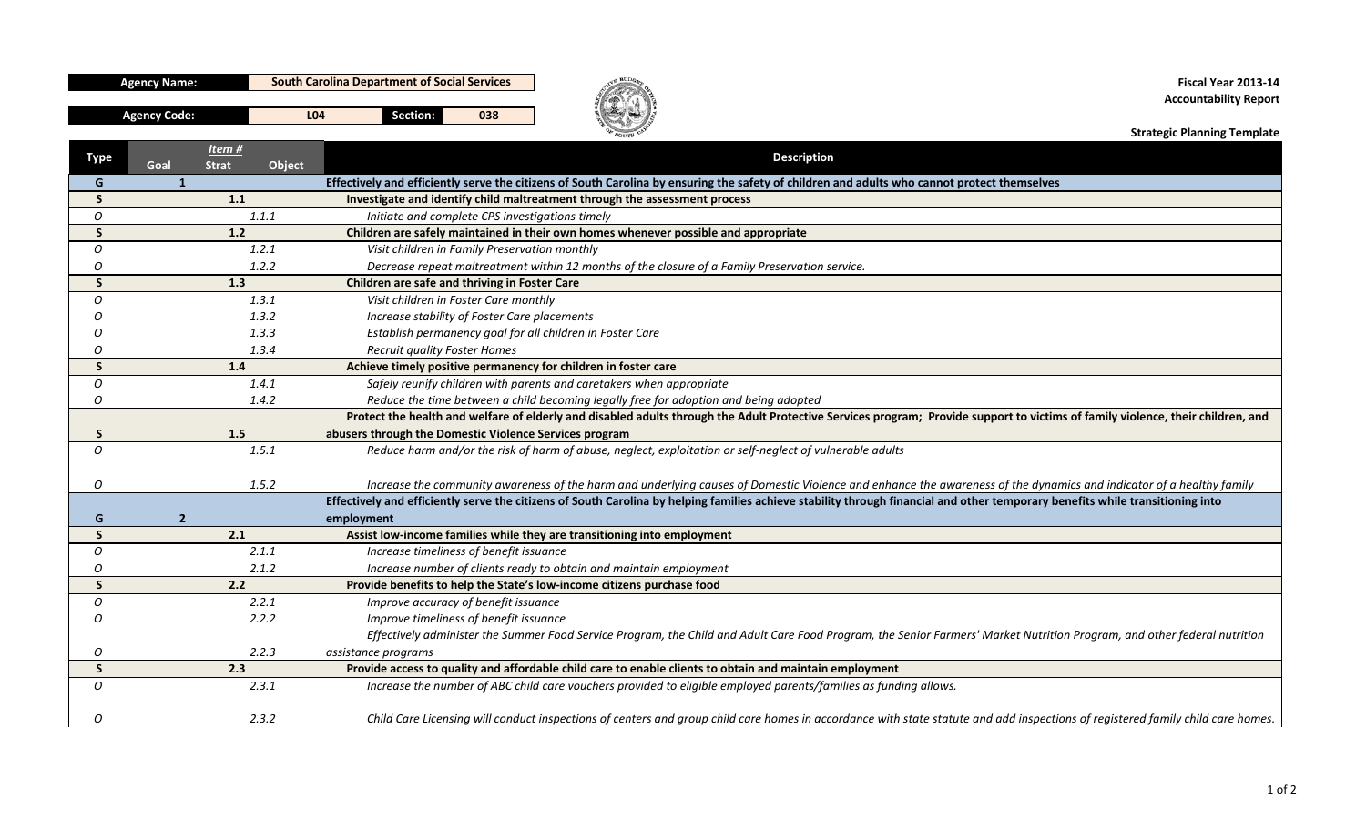| Agency Name: | South Carolina Department of Social Services |
|---|---|
| Agency Code: | L04 |
| Section: | 038 |

**Fiscal Year 2013-14**
**Accountability Report**

**Strategic Planning Template**

| Type | Item # Goal | Strat | Object | Description |
|---|---|---|---|---|
| G | 1 | | | **Effectively and efficiently serve the citizens of South Carolina by ensuring the safety of children and adults who cannot protect themselves** |
| S | | 1.1 | | **Investigate and identify child maltreatment through the assessment process** |
| O | | | 1.1.1 | *Initiate and complete CPS investigations timely* |
| S | | 1.2 | | **Children are safely maintained in their own homes whenever possible and appropriate** |
| O | | | 1.2.1 | *Visit children in Family Preservation monthly* |
| O | | | 1.2.2 | *Decrease repeat maltreatment within 12 months of the closure of a Family Preservation service.* |
| S | | 1.3 | | **Children are safe and thriving in Foster Care** |
| O | | | 1.3.1 | *Visit children in Foster Care monthly* |
| O | | | 1.3.2 | *Increase stability of Foster Care placements* |
| O | | | 1.3.3 | *Establish permanency goal for all children in Foster Care* |
| O | | | 1.3.4 | *Recruit quality Foster Homes* |
| S | | 1.4 | | **Achieve timely positive permanency for children in foster care** |
| O | | | 1.4.1 | *Safely reunify children with parents and caretakers when appropriate* |
| O | | | 1.4.2 | *Reduce the time between a child becoming legally free for adoption and being adopted* |
| S | | 1.5 | | **Protect the health and welfare of elderly and disabled adults through the Adult Protective Services program; Provide support to victims of family violence, their children, and abusers through the Domestic Violence Services program** |
| O | | | 1.5.1 | *Reduce harm and/or the risk of harm of abuse, neglect, exploitation or self-neglect of vulnerable adults* |
| O | | | 1.5.2 | *Increase the community awareness of the harm and underlying causes of Domestic Violence and enhance the awareness of the dynamics and indicator of a healthy family* |
| G | 2 | | | **Effectively and efficiently serve the citizens of South Carolina by helping families achieve stability through financial and other temporary benefits while transitioning into employment** |
| S | | 2.1 | | **Assist low-income families while they are transitioning into employment** |
| O | | | 2.1.1 | *Increase timeliness of benefit issuance* |
| O | | | 2.1.2 | *Increase number of clients ready to obtain and maintain employment* |
| S | | 2.2 | | **Provide benefits to help the State's low-income citizens purchase food** |
| O | | | 2.2.1 | *Improve accuracy of benefit issuance* |
| O | | | 2.2.2 | *Improve timeliness of benefit issuance* |
| O | | | 2.2.3 | *Effectively administer the Summer Food Service Program, the Child and Adult Care Food Program, the Senior Farmers' Market Nutrition Program, and other federal nutrition assistance programs* |
| S | | 2.3 | | **Provide access to quality and affordable child care to enable clients to obtain and maintain employment** |
| O | | | 2.3.1 | *Increase the number of ABC child care vouchers provided to eligible employed parents/families as funding allows.* |
| O | | | 2.3.2 | *Child Care Licensing will conduct inspections of centers and group child care homes in accordance with state statute and add inspections of registered family child care homes.* |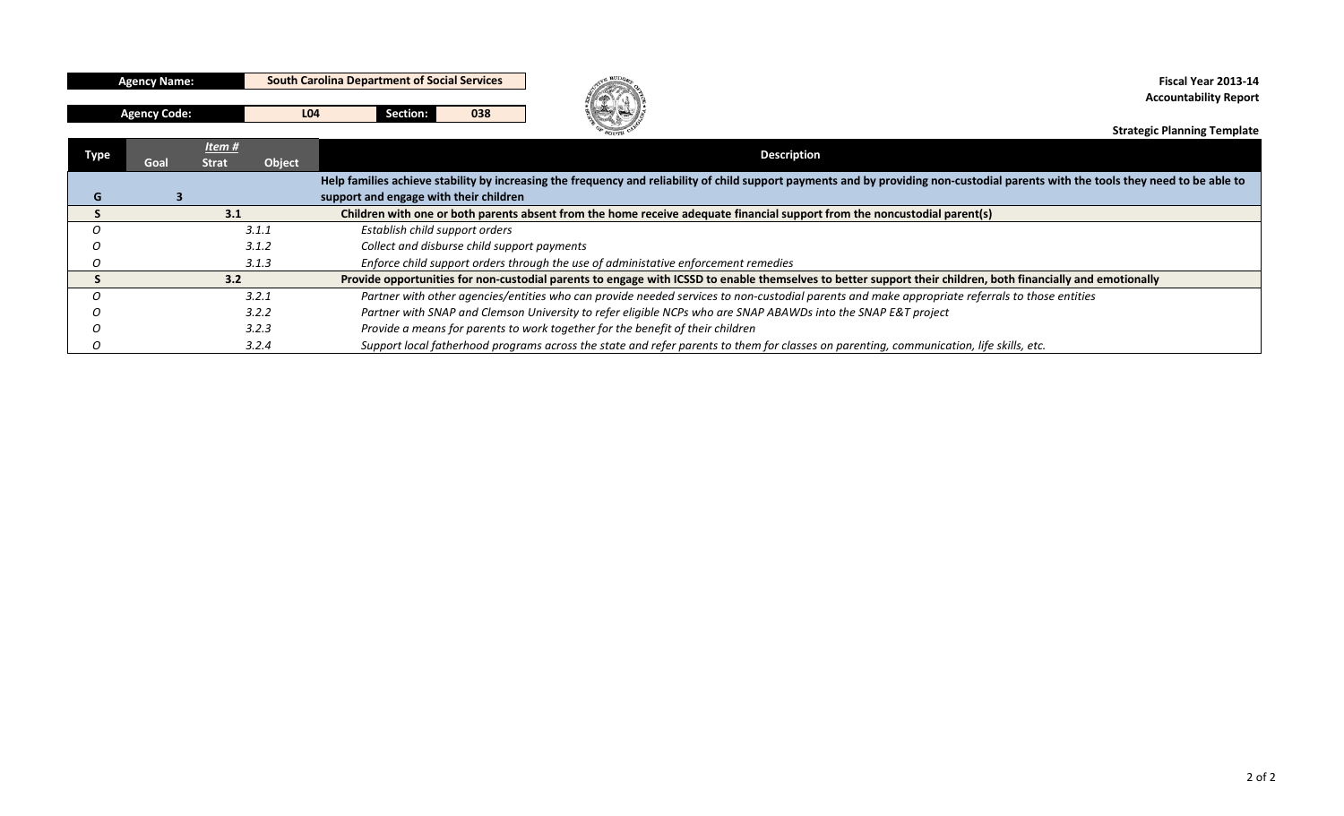| Agency Name: | South Carolina Department of Social Services | | |
| --- | --- | --- | --- |
| Agency Code: | L04 | Section: | 038 |

**Fiscal Year 2013-14**
**Accountability Report**

**Strategic Planning Template**

| Type | Item # Goal | Strat | Object | Description |
| --- | --- | --- | --- | --- |
| **G** | **3** | | | **Help families achieve stability by increasing the frequency and reliability of child support payments and by providing non-custodial parents with the tools they need to be able to support and engage with their children** |
| **S** | | **3.1** | | **Children with one or both parents absent from the home receive adequate financial support from the noncustodial parent(s)** |
| *O* | | | *3.1.1* | *Establish child support orders* |
| *O* | | | *3.1.2* | *Collect and disburse child support payments* |
| *O* | | | *3.1.3* | *Enforce child support orders through the use of administative enforcement remedies* |
| **S** | | **3.2** | | **Provide opportunities for non-custodial parents to engage with ICSSD to enable themselves to better support their children, both financially and emotionally** |
| *O* | | | *3.2.1* | *Partner with other agencies/entities who can provide needed services to non-custodial parents and make appropriate referrals to those entities* |
| *O* | | | *3.2.2* | *Partner with SNAP and Clemson University to refer eligible NCPs who are SNAP ABAWDs into the SNAP E&T project* |
| *O* | | | *3.2.3* | *Provide a means for parents to work together for the benefit of their children* |
| *O* | | | *3.2.4* | *Support local fatherhood programs across the state and refer parents to them for classes on parenting, communication, life skills, etc.* |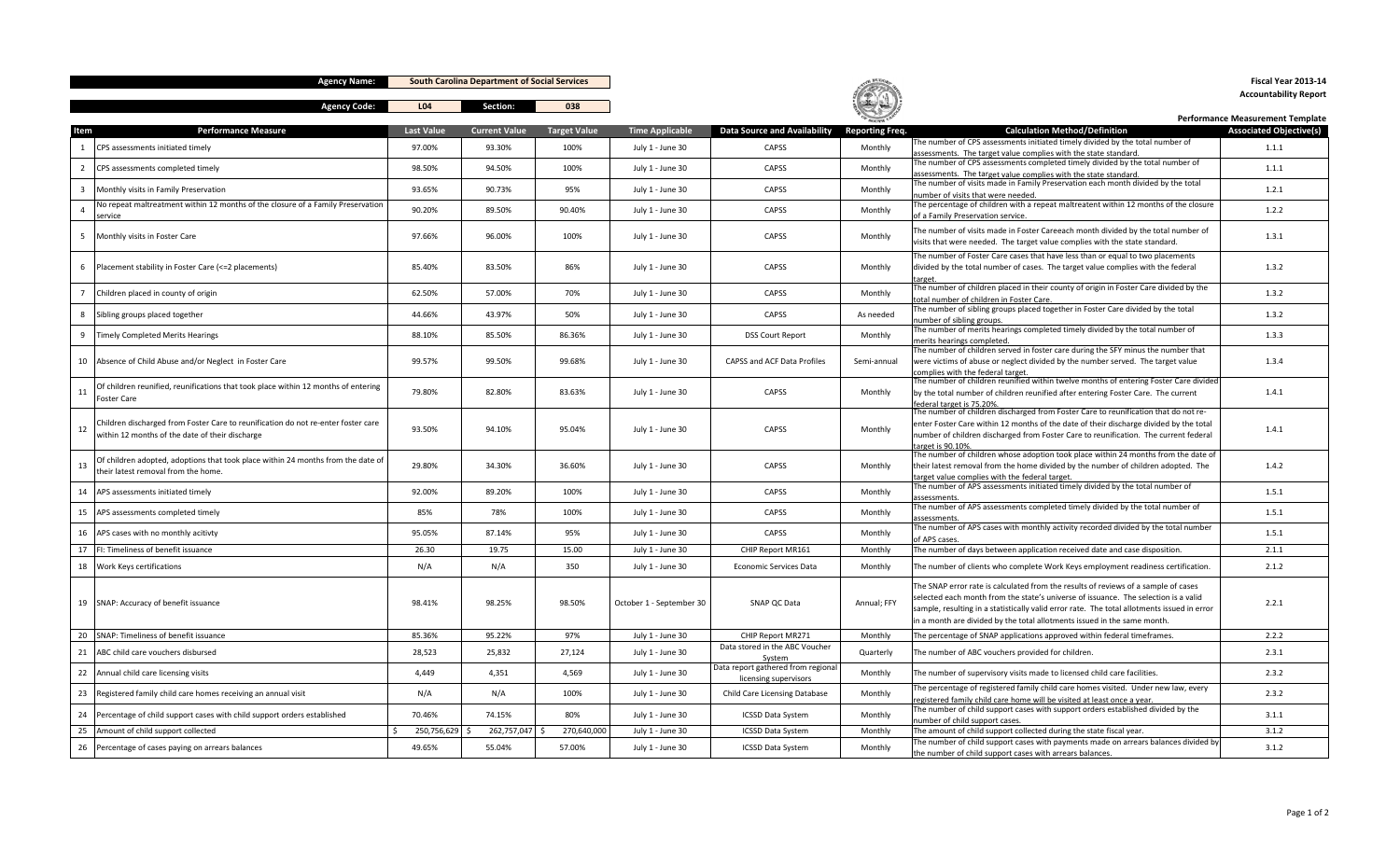| Agency Name: | South Carolina Department of Social Services | | |
|---|---|---|---|
| Agency Code: | L04 | Section: | 038 |

**Fiscal Year 2013-14**
**Accountability Report**

**Performance Measurement Template**

| Item | Performance Measure | Last Value | Current Value | Target Value | Time Applicable | Data Source and Availability | Reporting Freq. | Calculation Method/Definition | Associated Objective(s) |
|---|---|---|---|---|---|---|---|---|---|
| 1 | CPS assessments initiated timely | 97.00% | 93.30% | 100% | July 1 - June 30 | CAPSS | Monthly | The number of CPS assessments initiated timely divided by the total number of assessments. The target value complies with the state standard. | 1.1.1 |
| 2 | CPS assessments completed timely | 98.50% | 94.50% | 100% | July 1 - June 30 | CAPSS | Monthly | The number of CPS assessments completed timely divided by the total number of assessments. The target value complies with the state standard. | 1.1.1 |
| 3 | Monthly visits in Family Preservation | 93.65% | 90.73% | 95% | July 1 - June 30 | CAPSS | Monthly | The number of visits made in Family Preservation each month divided by the total number of visits that were needed. | 1.2.1 |
| 4 | No repeat maltreatment within 12 months of the closure of a Family Preservation service | 90.20% | 89.50% | 90.40% | July 1 - June 30 | CAPSS | Monthly | The percentage of children with a repeat maltreatment within 12 months of the closure of a Family Preservation service. | 1.2.2 |
| 5 | Monthly visits in Foster Care | 97.66% | 96.00% | 100% | July 1 - June 30 | CAPSS | Monthly | The number of visits made in Foster Careeach month divided by the total number of visits that were needed. The target value complies with the state standard. | 1.3.1 |
| 6 | Placement stability in Foster Care (<=2 placements) | 85.40% | 83.50% | 86% | July 1 - June 30 | CAPSS | Monthly | The number of Foster Care cases that have less than or equal to two placements divided by the total number of cases. The target value complies with the federal target. | 1.3.2 |
| 7 | Children placed in county of origin | 62.50% | 57.00% | 70% | July 1 - June 30 | CAPSS | Monthly | The number of children placed in their county of origin in Foster Care divided by the total number of children in Foster Care. | 1.3.2 |
| 8 | Sibling groups placed together | 44.66% | 43.97% | 50% | July 1 - June 30 | CAPSS | As needed | The number of sibling groups placed together in Foster Care divided by the total number of sibling groups. | 1.3.2 |
| 9 | Timely Completed Merits Hearings | 88.10% | 85.50% | 86.36% | July 1 - June 30 | DSS Court Report | Monthly | The number of merits hearings completed timely divided by the total number of merits hearings completed. | 1.3.3 |
| 10 | Absence of Child Abuse and/or Neglect in Foster Care | 99.57% | 99.50% | 99.68% | July 1 - June 30 | CAPSS and ACF Data Profiles | Semi-annual | The number of children served in foster care during the SFY minus the number that were victims of abuse or neglect divided by the number served. The target value complies with the federal target. | 1.3.4 |
| 11 | Of children reunified, reunifications that took place within 12 months of entering Foster Care | 79.80% | 82.80% | 83.63% | July 1 - June 30 | CAPSS | Monthly | The number of children reunified within twelve months of entering Foster Care divided by the total number of children reunified after entering Foster Care. The current federal target is 75.20%. | 1.4.1 |
| 12 | Children discharged from Foster Care to reunification do not re-enter foster care within 12 months of the date of their discharge | 93.50% | 94.10% | 95.04% | July 1 - June 30 | CAPSS | Monthly | The number of children discharged from Foster Care to reunification that do not re-enter Foster Care within 12 months of the date of their discharge divided by the total number of children discharged from Foster Care to reunification. The current federal target is 90.10%. | 1.4.1 |
| 13 | Of children adopted, adoptions that took place within 24 months from the date of their latest removal from the home. | 29.80% | 34.30% | 36.60% | July 1 - June 30 | CAPSS | Monthly | The number of children whose adoption took place within 24 months from the date of their latest removal from the home divided by the number of children adopted. The target value complies with the federal target. | 1.4.2 |
| 14 | APS assessments initiated timely | 92.00% | 89.20% | 100% | July 1 - June 30 | CAPSS | Monthly | The number of APS assessments initiated timely divided by the total number of assessments. | 1.5.1 |
| 15 | APS assessments completed timely | 85% | 78% | 100% | July 1 - June 30 | CAPSS | Monthly | The number of APS assessments completed timely divided by the total number of assessments. | 1.5.1 |
| 16 | APS cases with no monthly acitivty | 95.05% | 87.14% | 95% | July 1 - June 30 | CAPSS | Monthly | The number of APS cases with monthly activity recorded divided by the total number of APS cases. | 1.5.1 |
| 17 | FI: Timeliness of benefit issuance | 26.30 | 19.75 | 15.00 | July 1 - June 30 | CHIP Report MR161 | Monthly | The number of days between application received date and case disposition. | 2.1.1 |
| 18 | Work Keys certifications | N/A | N/A | 350 | July 1 - June 30 | Economic Services Data | Monthly | The number of clients who complete Work Keys employment readiness certification. | 2.1.2 |
| 19 | SNAP: Accuracy of benefit issuance | 98.41% | 98.25% | 98.50% | October 1 - September 30 | SNAP QC Data | Annual; FFY | The SNAP error rate is calculated from the results of reviews of a sample of cases selected each month from the state's universe of issuance. The selection is a valid sample, resulting in a statistically valid error rate. The total allotments issued in error in a month are divided by the total allotments issued in the same month. | 2.2.1 |
| 20 | SNAP: Timeliness of benefit issuance | 85.36% | 95.22% | 97% | July 1 - June 30 | CHIP Report MR271 | Monthly | The percentage of SNAP applications approved within federal timeframes. | 2.2.2 |
| 21 | ABC child care vouchers disbursed | 28,523 | 25,832 | 27,124 | July 1 - June 30 | Data stored in the ABC Voucher System | Quarterly | The number of ABC vouchers provided for children. | 2.3.1 |
| 22 | Annual child care licensing visits | 4,449 | 4,351 | 4,569 | July 1 - June 30 | Data report gathered from regional licensing supervisors | Monthly | The number of supervisory visits made to licensed child care facilities. | 2.3.2 |
| 23 | Registered family child care homes receiving an annual visit | N/A | N/A | 100% | July 1 - June 30 | Child Care Licensing Database | Monthly | The percentage of registered family child care homes visited. Under new law, every registered family child care home will be visited at least once a year. | 2.3.2 |
| 24 | Percentage of child support cases with child support orders established | 70.46% | 74.15% | 80% | July 1 - June 30 | ICSSD Data System | Monthly | The number of child support cases with support orders established divided by the number of child support cases. | 3.1.1 |
| 25 | Amount of child support collected | $ 250,756,629 | $ 262,757,047 | $ 270,640,000 | July 1 - June 30 | ICSSD Data System | Monthly | The amount of child support collected during the state fiscal year. | 3.1.2 |
| 26 | Percentage of cases paying on arrears balances | 49.65% | 55.04% | 57.00% | July 1 - June 30 | ICSSD Data System | Monthly | The number of child support cases with payments made on arrears balances divided by the number of child support cases with arrears balances. | 3.1.2 |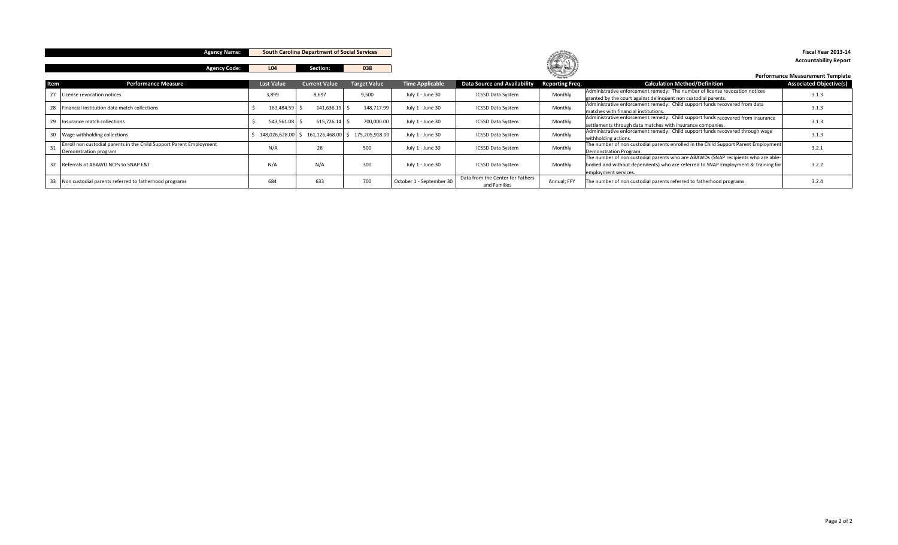| Agency Name: | South Carolina Department of Social Services | | |
|---|---|---|---|
| Agency Code: | L04 | Section: | 038 |

**Fiscal Year 2013-14**
**Accountability Report**

**Performance Measurement Template**

| Item | Performance Measure | Last Value | Current Value | Target Value | Time Applicable | Data Source and Availability | Reporting Freq. | Calculation Method/Definition | Associated Objective(s) |
|---|---|---|---|---|---|---|---|---|---|
| 27 | License revocation notices | 3,899 | 8,697 | 9,500 | July 1 - June 30 | ICSSD Data System | Monthly | Administrative enforcement remedy: The number of license revocation notices granted by the court against delinquent non custodial parents. | 3.1.3 |
| 28 | Financial institution data match collections | $ 163,484.59 | $ 141,636.19 | $ 148,717.99 | July 1 - June 30 | ICSSD Data System | Monthly | Administrative enforcement remedy: Child support funds recovered from data matches with financial institutions. | 3.1.3 |
| 29 | Insurance match collections | $ 543,561.08 | $ 615,726.14 | $ 700,000.00 | July 1 - June 30 | ICSSD Data System | Monthly | Administrative enforcement remedy: Child support funds recovered from insurance settlements through data matches with insurance companies. | 3.1.3 |
| 30 | Wage withholding collections | $ 148,026,628.00 | $ 161,126,468.00 | $ 175,205,918.00 | July 1 - June 30 | ICSSD Data System | Monthly | Administrative enforcement remedy: Child support funds recovered through wage withholding actions. | 3.1.3 |
| 31 | Enroll non custodial parents in the Child Support Parent Employment Demonstration program | N/A | 26 | 500 | July 1 - June 30 | ICSSD Data System | Monthly | The number of non custodial parents enrolled in the Child Support Parent Employment Demonstration Program. | 3.2.1 |
| 32 | Referrals ot ABAWD NCPs to SNAP E&T | N/A | N/A | 300 | July 1 - June 30 | ICSSD Data System | Monthly | The number of non custodial parents who are ABAWDs (SNAP recipients who are able-bodied and without dependents) who are referred to SNAP Employment & Training for employment services. | 3.2.2 |
| 33 | Non custodial parents referred to fatherhood programs | 684 | 633 | 700 | October 1 - September 30 | Data from the Center for Fathers and Families | Annual; FFY | The number of non custodial parents referred to fatherhood programs. | 3.2.4 |